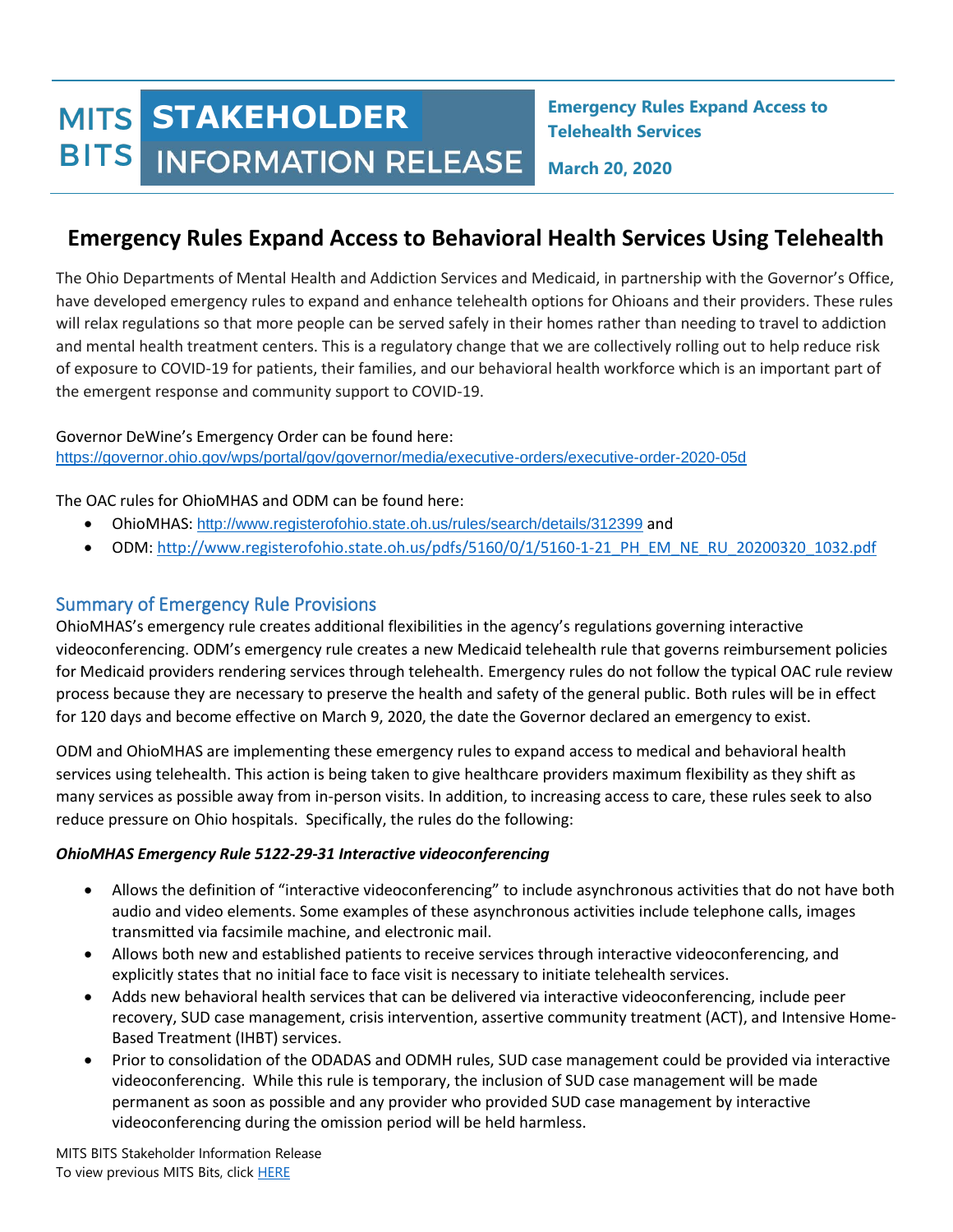# MITS BITS STAKEHOLDER INFORMATION RELEASE

**Emergency Rules Expand Access to Telehealth Services**

**March 20, 2020**

## Emergency Rules Expand Access to Behavioral Health Services Using Telehealth

The Ohio Departments of Mental Health and Addiction Services and Medicaid, in partnership with the Governor's Office, have developed emergency rules to expand and enhance telehealth options for Ohioans and their providers. These rules will relax regulations so that more people can be served safely in their homes rather than needing to travel to addiction and mental health treatment centers. This is a regulatory change that we are collectively rolling out to help reduce risk of exposure to COVID-19 for patients, their families, and our behavioral health workforce which is an important part of the emergent response and community support to COVID-19.

Governor DeWine's Emergency Order can be found here:
https://governor.ohio.gov/wps/portal/gov/governor/media/executive-orders/executive-order-2020-05d

The OAC rules for OhioMHAS and ODM can be found here:

- OhioMHAS: http://www.registerofohio.state.oh.us/rules/search/details/312399 and
- ODM: http://www.registerofohio.state.oh.us/pdfs/5160/0/1/5160-1-21_PH_EM_NE_RU_20200320_1032.pdf

### Summary of Emergency Rule Provisions

OhioMHAS's emergency rule creates additional flexibilities in the agency's regulations governing interactive videoconferencing. ODM's emergency rule creates a new Medicaid telehealth rule that governs reimbursement policies for Medicaid providers rendering services through telehealth. Emergency rules do not follow the typical OAC rule review process because they are necessary to preserve the health and safety of the general public. Both rules will be in effect for 120 days and become effective on March 9, 2020, the date the Governor declared an emergency to exist.

ODM and OhioMHAS are implementing these emergency rules to expand access to medical and behavioral health services using telehealth. This action is being taken to give healthcare providers maximum flexibility as they shift as many services as possible away from in-person visits. In addition, to increasing access to care, these rules seek to also reduce pressure on Ohio hospitals. Specifically, the rules do the following:

***OhioMHAS Emergency Rule 5122-29-31 Interactive videoconferencing***

- Allows the definition of "interactive videoconferencing" to include asynchronous activities that do not have both audio and video elements. Some examples of these asynchronous activities include telephone calls, images transmitted via facsimile machine, and electronic mail.
- Allows both new and established patients to receive services through interactive videoconferencing, and explicitly states that no initial face to face visit is necessary to initiate telehealth services.
- Adds new behavioral health services that can be delivered via interactive videoconferencing, include peer recovery, SUD case management, crisis intervention, assertive community treatment (ACT), and Intensive Home-Based Treatment (IHBT) services.
- Prior to consolidation of the ODADAS and ODMH rules, SUD case management could be provided via interactive videoconferencing. While this rule is temporary, the inclusion of SUD case management will be made permanent as soon as possible and any provider who provided SUD case management by interactive videoconferencing during the omission period will be held harmless.

MITS BITS Stakeholder Information Release
To view previous MITS Bits, click HERE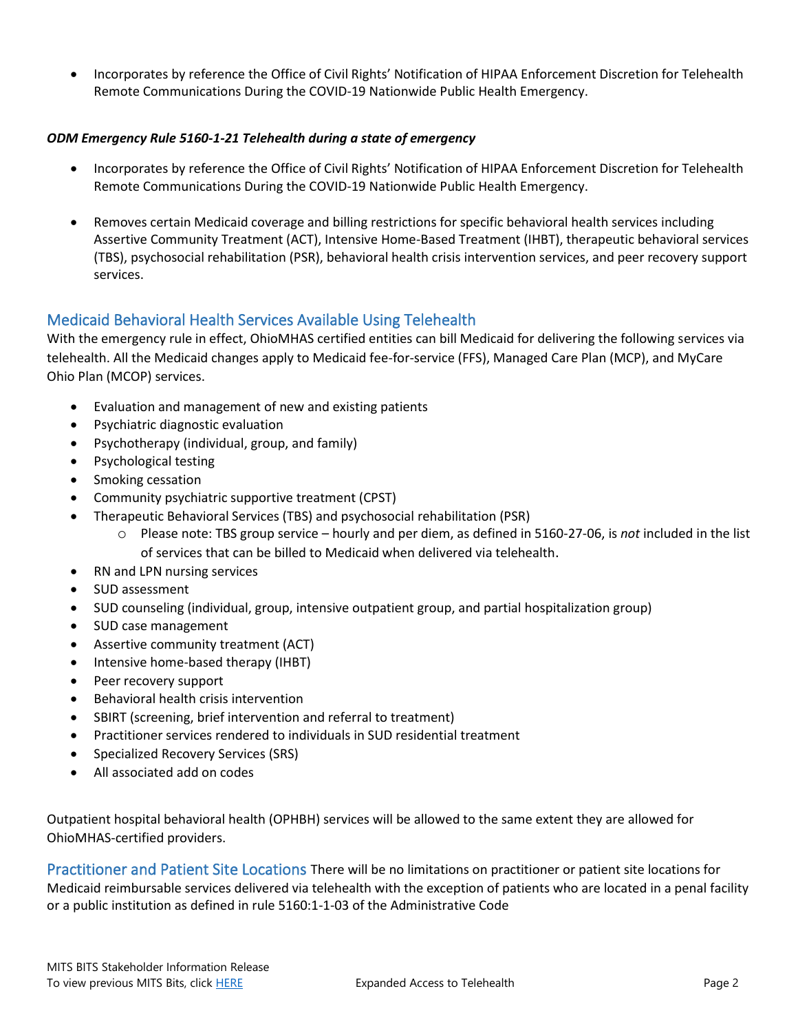- Incorporates by reference the Office of Civil Rights' Notification of HIPAA Enforcement Discretion for Telehealth Remote Communications During the COVID-19 Nationwide Public Health Emergency.

***ODM Emergency Rule 5160-1-21 Telehealth during a state of emergency***

- Incorporates by reference the Office of Civil Rights' Notification of HIPAA Enforcement Discretion for Telehealth Remote Communications During the COVID-19 Nationwide Public Health Emergency.

- Removes certain Medicaid coverage and billing restrictions for specific behavioral health services including Assertive Community Treatment (ACT), Intensive Home-Based Treatment (IHBT), therapeutic behavioral services (TBS), psychosocial rehabilitation (PSR), behavioral health crisis intervention services, and peer recovery support services.

## Medicaid Behavioral Health Services Available Using Telehealth

With the emergency rule in effect, OhioMHAS certified entities can bill Medicaid for delivering the following services via telehealth. All the Medicaid changes apply to Medicaid fee-for-service (FFS), Managed Care Plan (MCP), and MyCare Ohio Plan (MCOP) services.

- Evaluation and management of new and existing patients
- Psychiatric diagnostic evaluation
- Psychotherapy (individual, group, and family)
- Psychological testing
- Smoking cessation
- Community psychiatric supportive treatment (CPST)
- Therapeutic Behavioral Services (TBS) and psychosocial rehabilitation (PSR)
  - Please note: TBS group service – hourly and per diem, as defined in 5160-27-06, is *not* included in the list of services that can be billed to Medicaid when delivered via telehealth.
- RN and LPN nursing services
- SUD assessment
- SUD counseling (individual, group, intensive outpatient group, and partial hospitalization group)
- SUD case management
- Assertive community treatment (ACT)
- Intensive home-based therapy (IHBT)
- Peer recovery support
- Behavioral health crisis intervention
- SBIRT (screening, brief intervention and referral to treatment)
- Practitioner services rendered to individuals in SUD residential treatment
- Specialized Recovery Services (SRS)
- All associated add on codes

Outpatient hospital behavioral health (OPHBH) services will be allowed to the same extent they are allowed for OhioMHAS-certified providers.

## Practitioner and Patient Site Locations

There will be no limitations on practitioner or patient site locations for Medicaid reimbursable services delivered via telehealth with the exception of patients who are located in a penal facility or a public institution as defined in rule 5160:1-1-03 of the Administrative Code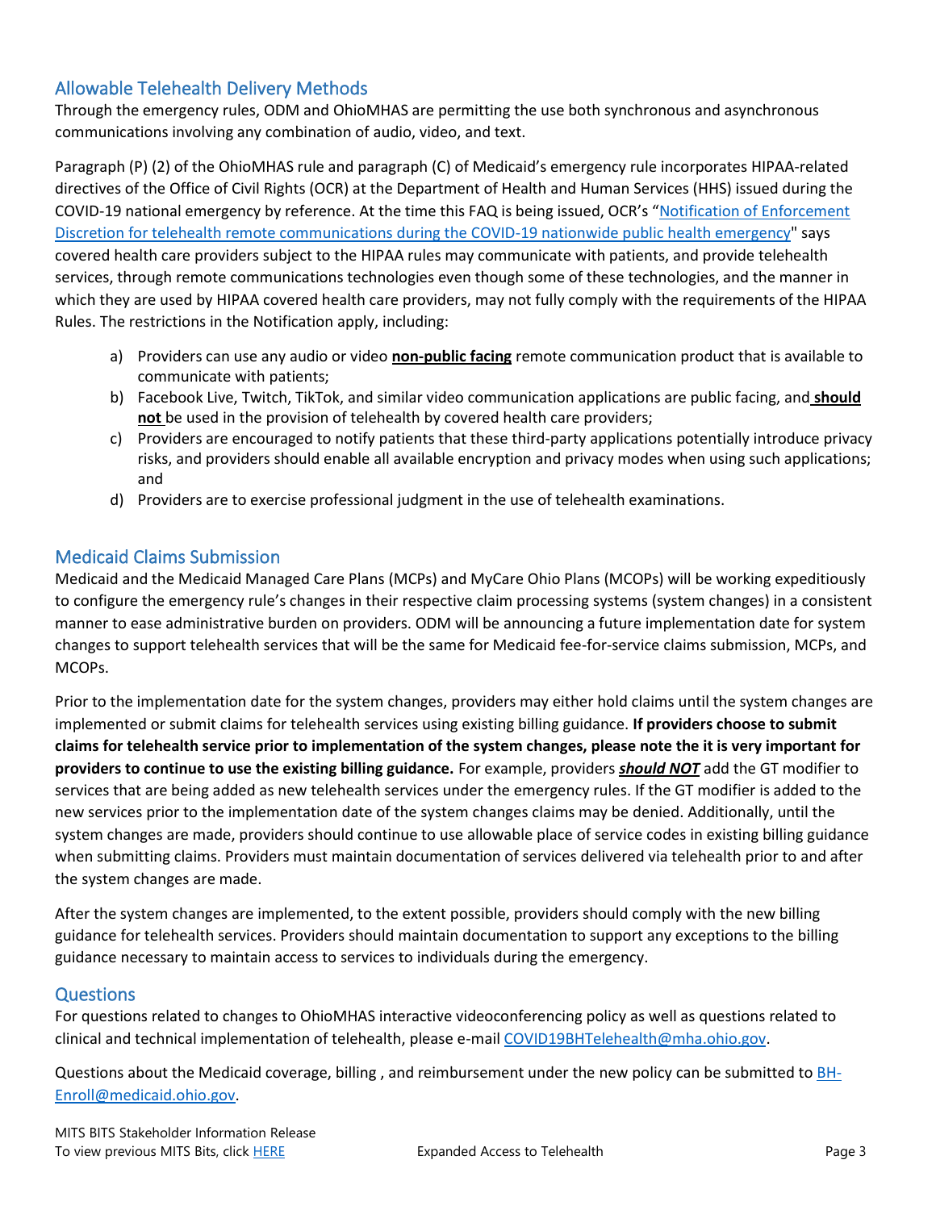## Allowable Telehealth Delivery Methods

Through the emergency rules, ODM and OhioMHAS are permitting the use both synchronous and asynchronous communications involving any combination of audio, video, and text.

Paragraph (P) (2) of the OhioMHAS rule and paragraph (C) of Medicaid's emergency rule incorporates HIPAA-related directives of the Office of Civil Rights (OCR) at the Department of Health and Human Services (HHS) issued during the COVID-19 national emergency by reference. At the time this FAQ is being issued, OCR's "Notification of Enforcement Discretion for telehealth remote communications during the COVID-19 nationwide public health emergency" says covered health care providers subject to the HIPAA rules may communicate with patients, and provide telehealth services, through remote communications technologies even though some of these technologies, and the manner in which they are used by HIPAA covered health care providers, may not fully comply with the requirements of the HIPAA Rules. The restrictions in the Notification apply, including:

a) Providers can use any audio or video **non-public facing** remote communication product that is available to communicate with patients;
b) Facebook Live, Twitch, TikTok, and similar video communication applications are public facing, and **should not** be used in the provision of telehealth by covered health care providers;
c) Providers are encouraged to notify patients that these third-party applications potentially introduce privacy risks, and providers should enable all available encryption and privacy modes when using such applications; and
d) Providers are to exercise professional judgment in the use of telehealth examinations.

## Medicaid Claims Submission

Medicaid and the Medicaid Managed Care Plans (MCPs) and MyCare Ohio Plans (MCOPs) will be working expeditiously to configure the emergency rule's changes in their respective claim processing systems (system changes) in a consistent manner to ease administrative burden on providers. ODM will be announcing a future implementation date for system changes to support telehealth services that will be the same for Medicaid fee-for-service claims submission, MCPs, and MCOPs.

Prior to the implementation date for the system changes, providers may either hold claims until the system changes are implemented or submit claims for telehealth services using existing billing guidance. **If providers choose to submit claims for telehealth service prior to implementation of the system changes, please note the it is very important for providers to continue to use the existing billing guidance.** For example, providers ***should NOT*** add the GT modifier to services that are being added as new telehealth services under the emergency rules. If the GT modifier is added to the new services prior to the implementation date of the system changes claims may be denied. Additionally, until the system changes are made, providers should continue to use allowable place of service codes in existing billing guidance when submitting claims. Providers must maintain documentation of services delivered via telehealth prior to and after the system changes are made.

After the system changes are implemented, to the extent possible, providers should comply with the new billing guidance for telehealth services. Providers should maintain documentation to support any exceptions to the billing guidance necessary to maintain access to services to individuals during the emergency.

## Questions

For questions related to changes to OhioMHAS interactive videoconferencing policy as well as questions related to clinical and technical implementation of telehealth, please e-mail COVID19BHTelehealth@mha.ohio.gov.

Questions about the Medicaid coverage, billing , and reimbursement under the new policy can be submitted to BH-Enroll@medicaid.ohio.gov.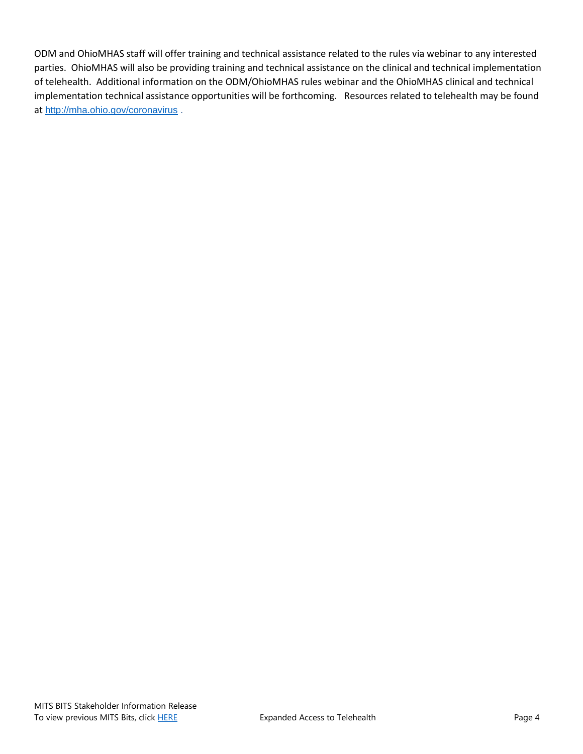ODM and OhioMHAS staff will offer training and technical assistance related to the rules via webinar to any interested parties. OhioMHAS will also be providing training and technical assistance on the clinical and technical implementation of telehealth. Additional information on the ODM/OhioMHAS rules webinar and the OhioMHAS clinical and technical implementation technical assistance opportunities will be forthcoming. Resources related to telehealth may be found at [http://mha.ohio.gov/coronavirus](http://mha.ohio.gov/coronavirus) .